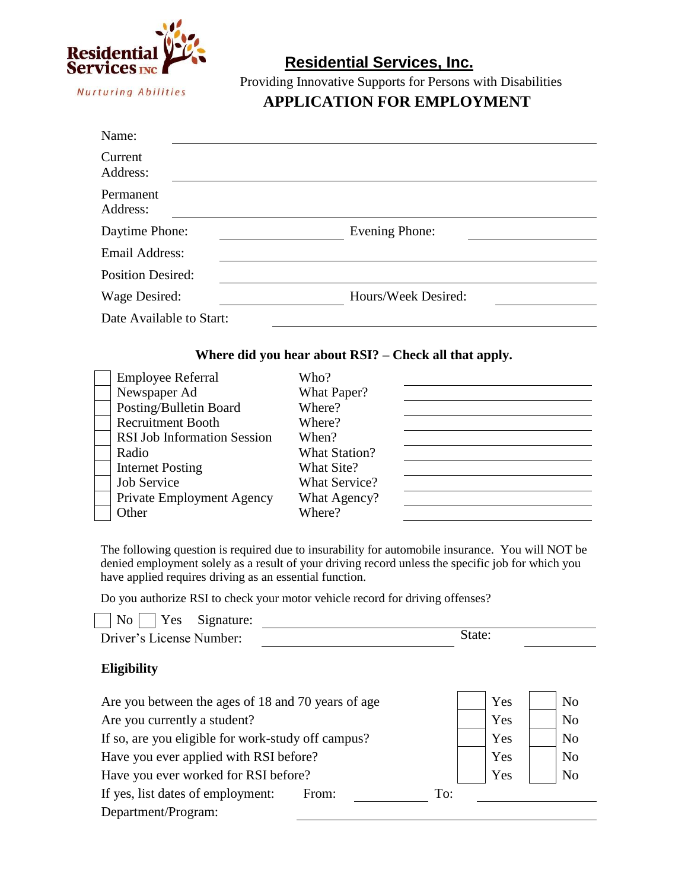Residential Services INC
Nurturing Abilities

# Residential Services, Inc.

Providing Innovative Supports for Persons with Disabilities

## APPLICATION FOR EMPLOYMENT

Name: ______________________________

Current Address: ______________________________

Permanent Address: ______________________________

Daytime Phone: ______________ Evening Phone: ______________

Email Address: ______________________________

Position Desired: ______________________________

Wage Desired: ______________ Hours/Week Desired: ______________

Date Available to Start: ______________________________

**Where did you hear about RSI? – Check all that apply.**

| | Source | | |
|---|---|---|---|
| ☐ | Employee Referral | Who? | ______ |
| ☐ | Newspaper Ad | What Paper? | ______ |
| ☐ | Posting/Bulletin Board | Where? | ______ |
| ☐ | Recruitment Booth | Where? | ______ |
| ☐ | RSI Job Information Session | When? | ______ |
| ☐ | Radio | What Station? | ______ |
| ☐ | Internet Posting | What Site? | ______ |
| ☐ | Job Service | What Service? | ______ |
| ☐ | Private Employment Agency | What Agency? | ______ |
| ☐ | Other | Where? | ______ |

The following question is required due to insurability for automobile insurance. You will NOT be denied employment solely as a result of your driving record unless the specific job for which you have applied requires driving as an essential function.

Do you authorize RSI to check your motor vehicle record for driving offenses?

☐ No ☐ Yes Signature: ______________________________

Driver's License Number: ______________ State: ______

### Eligibility

| Question | Yes | No |
|---|---|---|
| Are you between the ages of 18 and 70 years of age | ☐ Yes | ☐ No |
| Are you currently a student? | ☐ Yes | ☐ No |
| If so, are you eligible for work-study off campus? | ☐ Yes | ☐ No |
| Have you ever applied with RSI before? | ☐ Yes | ☐ No |
| Have you ever worked for RSI before? | ☐ Yes | ☐ No |

If yes, list dates of employment: From: ______________ To: ______________

Department/Program: ______________________________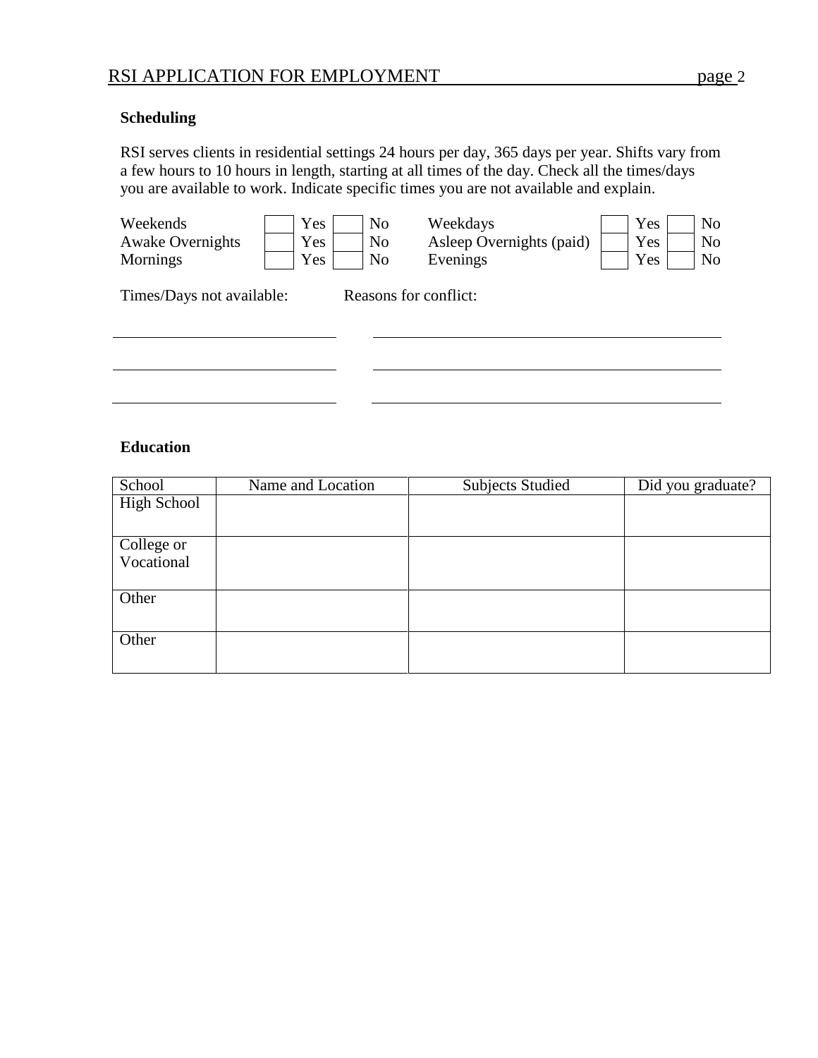### Scheduling

RSI serves clients in residential settings 24 hours per day, 365 days per year. Shifts vary from a few hours to 10 hours in length, starting at all times of the day. Check all the times/days you are available to work. Indicate specific times you are not available and explain.

| | | | | | |
|---|---|---|---|---|---|
| Weekends | ☐ Yes | ☐ No | Weekdays | ☐ Yes | ☐ No |
| Awake Overnights | ☐ Yes | ☐ No | Asleep Overnights (paid) | ☐ Yes | ☐ No |
| Mornings | ☐ Yes | ☐ No | Evenings | ☐ Yes | ☐ No |

| Times/Days not available: | Reasons for conflict: |
|---|---|
| | |
| | |
| | |

### Education

| School | Name and Location | Subjects Studied | Did you graduate? |
|---|---|---|---|
| High School | | | |
| College or Vocational | | | |
| Other | | | |
| Other | | | |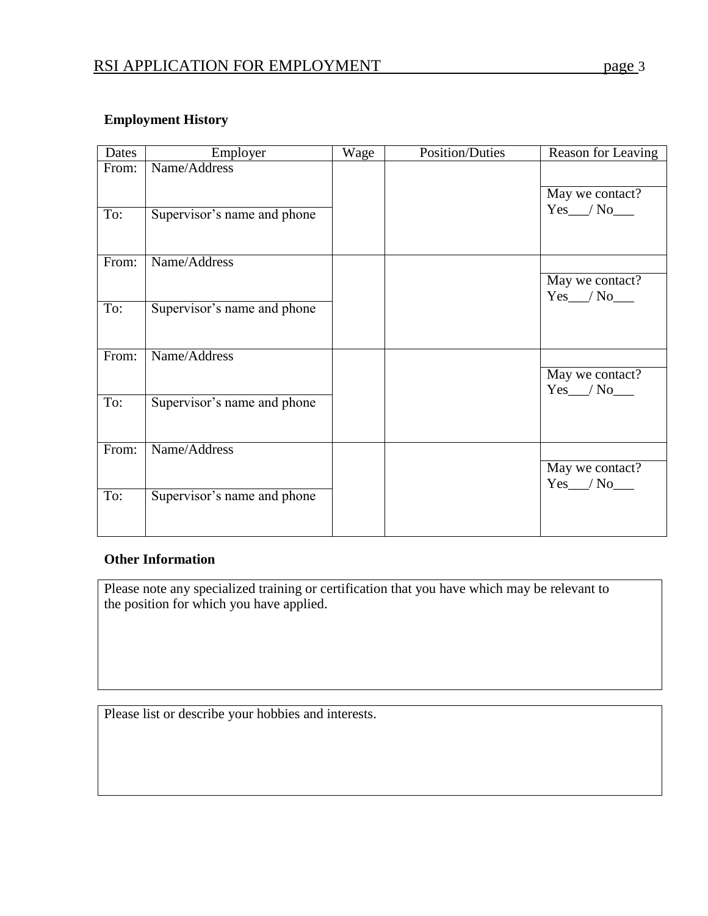## Employment History

| Dates | Employer | Wage | Position/Duties | Reason for Leaving |
|---|---|---|---|---|
| From: | Name/Address | | | |
| To: | Supervisor's name and phone | | | May we contact? Yes___/ No___ |
| From: | Name/Address | | | |
| To: | Supervisor's name and phone | | | May we contact? Yes___/ No___ |
| From: | Name/Address | | | |
| To: | Supervisor's name and phone | | | May we contact? Yes___/ No___ |
| From: | Name/Address | | | |
| To: | Supervisor's name and phone | | | May we contact? Yes___/ No___ |

## Other Information

Please note any specialized training or certification that you have which may be relevant to the position for which you have applied.

Please list or describe your hobbies and interests.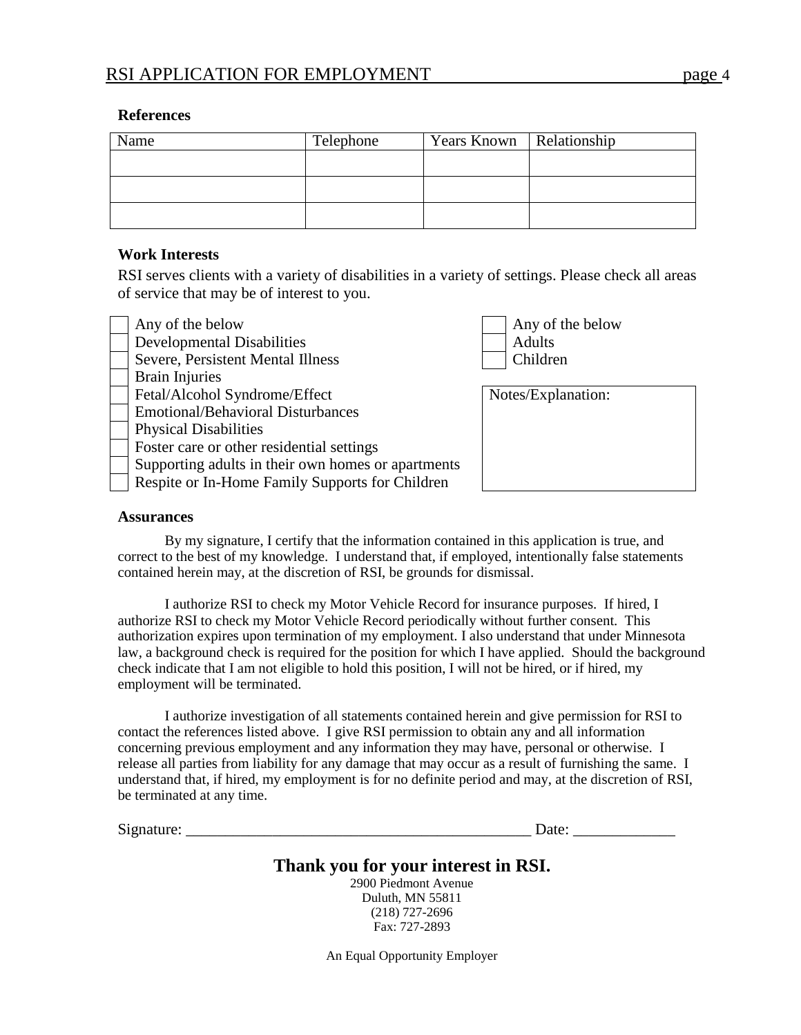## References

| Name | Telephone | Years Known | Relationship |
|---|---|---|---|
| | | | |
| | | | |
| | | | |

## Work Interests

RSI serves clients with a variety of disabilities in a variety of settings. Please check all areas of service that may be of interest to you.

- ☐ Any of the below
- ☐ Developmental Disabilities
- ☐ Severe, Persistent Mental Illness
- ☐ Brain Injuries
- ☐ Fetal/Alcohol Syndrome/Effect
- ☐ Emotional/Behavioral Disturbances
- ☐ Physical Disabilities
- ☐ Foster care or other residential settings
- ☐ Supporting adults in their own homes or apartments
- ☐ Respite or In-Home Family Supports for Children

- ☐ Any of the below
- ☐ Adults
- ☐ Children

Notes/Explanation:

## Assurances

By my signature, I certify that the information contained in this application is true, and correct to the best of my knowledge. I understand that, if employed, intentionally false statements contained herein may, at the discretion of RSI, be grounds for dismissal.

I authorize RSI to check my Motor Vehicle Record for insurance purposes. If hired, I authorize RSI to check my Motor Vehicle Record periodically without further consent. This authorization expires upon termination of my employment. I also understand that under Minnesota law, a background check is required for the position for which I have applied. Should the background check indicate that I am not eligible to hold this position, I will not be hired, or if hired, my employment will be terminated.

I authorize investigation of all statements contained herein and give permission for RSI to contact the references listed above. I give RSI permission to obtain any and all information concerning previous employment and any information they may have, personal or otherwise. I release all parties from liability for any damage that may occur as a result of furnishing the same. I understand that, if hired, my employment is for no definite period and may, at the discretion of RSI, be terminated at any time.

Signature: _____________________________________________ Date: _____________

**Thank you for your interest in RSI.**

2900 Piedmont Avenue
Duluth, MN 55811
(218) 727-2696
Fax: 727-2893

An Equal Opportunity Employer